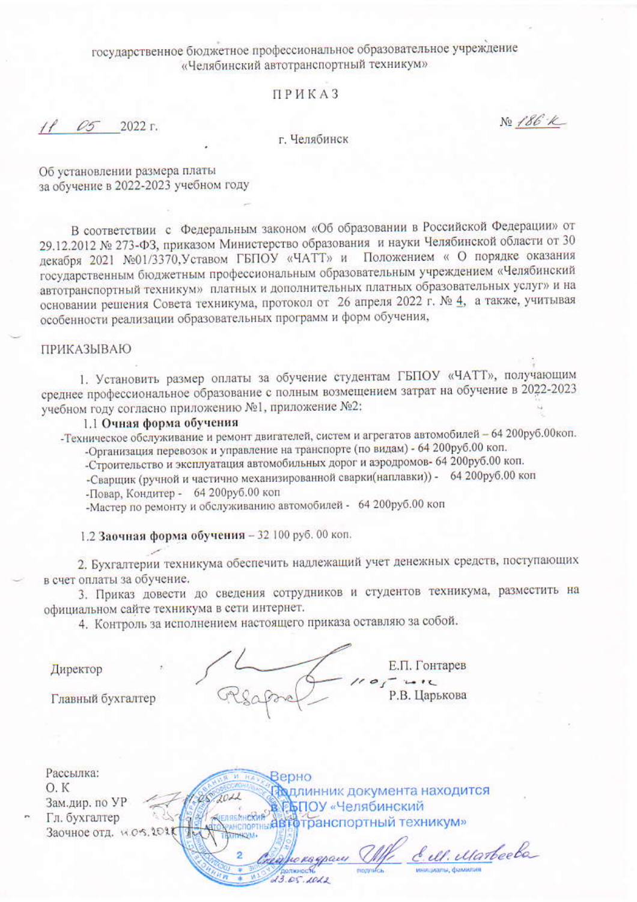государственное бюджетное профессиональное образовательное учреждение
«Челябинский автотранспортный техникум»

# ПРИКАЗ

11 05 2022 г. № 186-к

г. Челябинск

Об установлении размера платы
за обучение в 2022-2023 учебном году

В соответствии с Федеральным законом «Об образовании в Российской Федерации» от 29.12.2012 № 273-ФЗ, приказом Министерство образования и науки Челябинской области от 30 декабря 2021 №01/3370,Уставом ГБПОУ «ЧАТТ» и Положением « О порядке оказания государственным бюджетным профессиональным образовательным учреждением «Челябинский автотранспортный техникум» платных и дополнительных платных образовательных услуг» и на основании решения Совета техникума, протокол от 26 апреля 2022 г. № 4, а также, учитывая особенности реализации образовательных программ и форм обучения,

ПРИКАЗЫВАЮ

1. Установить размер оплаты за обучение студентам ГБПОУ «ЧАТТ», получающим среднее профессиональное образование с полным возмещением затрат на обучение в 2022-2023 учебном году согласно приложению №1, приложение №2:

1.1 **Очная форма обучения**

- Техническое обслуживание и ремонт двигателей, систем и агрегатов автомобилей – 64 200руб.00коп.
- Организация перевозок и управление на транспорте (по видам) - 64 200руб.00 коп.
- Строительство и эксплуатация автомобильных дорог и аэродромов- 64 200руб.00 коп.
- Сварщик (ручной и частично механизированной сварки(наплавки)) - 64 200руб.00 коп
- Повар, Кондитер - 64 200руб.00 коп
- Мастер по ремонту и обслуживанию автомобилей - 64 200руб.00 коп

1.2 **Заочная форма обучения** – 32 100 руб. 00 коп.

2. Бухгалтерии техникума обеспечить надлежащий учет денежных средств, поступающих в счет оплаты за обучение.

3. Приказ довести до сведения сотрудников и студентов техникума, разместить на официальном сайте техникума в сети интернет.

4. Контроль за исполнением настоящего приказа оставляю за собой.

Директор Е.П. Гонтарев

Главный бухгалтер Р.В. Царькова

Рассылка:
О. К
Зам.дир. по УР
Гл. бухгалтер
Заочное отд.

Верно
Подлинник документа находится в ГБПОУ «Челябинский автотранспортный техникум»

Спец. по кадрам Е.М. Матвеева
23.05.2022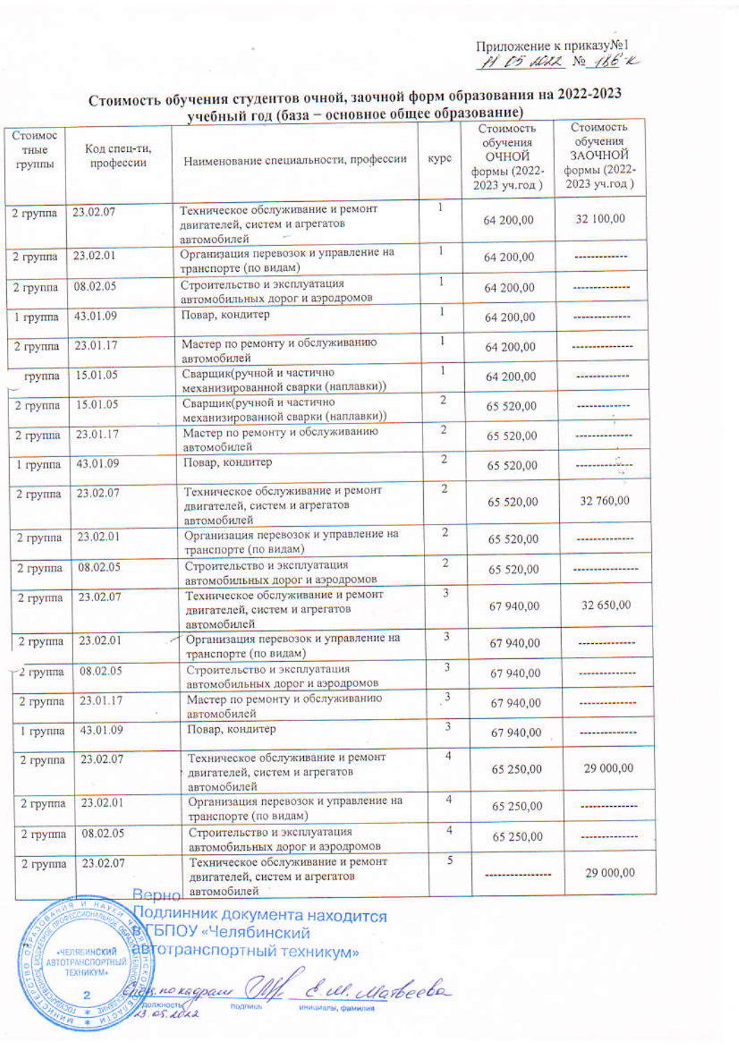Приложение к приказу№1
11 05 2022 № 186-к

## Стоимость обучения студентов очной, заочной форм образования на 2022-2023 учебный год (база – основное общее образование)

| Стоимостные группы | Код спец-ти, профессии | Наименование специальности, профессии | курс | Стоимость обучения ОЧНОЙ формы (2022-2023 уч.год ) | Стоимость обучения ЗАОЧНОЙ формы (2022-2023 уч.год ) |
|---|---|---|---|---|---|
| 2 группа | 23.02.07 | Техническое обслуживание и ремонт двигателей, систем и агрегатов автомобилей | 1 | 64 200,00 | 32 100,00 |
| 2 группа | 23.02.01 | Организация перевозок и управление на транспорте (по видам) | 1 | 64 200,00 | ------------ |
| 2 группа | 08.02.05 | Строительство и эксплуатация автомобильных дорог и аэродромов | 1 | 64 200,00 | ------------ |
| 1 группа | 43.01.09 | Повар, кондитер | 1 | 64 200,00 | ------------ |
| 2 группа | 23.01.17 | Мастер по ремонту и обслуживанию автомобилей | 1 | 64 200,00 | ------------ |
| группа | 15.01.05 | Сварщик(ручной и частично механизированной сварки (наплавки)) | 1 | 64 200,00 | ------------ |
| 2 группа | 15.01.05 | Сварщик(ручной и частично механизированной сварки (наплавки)) | 2 | 65 520,00 | ------------ |
| 2 группа | 23.01.17 | Мастер по ремонту и обслуживанию автомобилей | 2 | 65 520,00 | ------------ |
| 1 группа | 43.01.09 | Повар, кондитер | 2 | 65 520,00 | ------------ |
| 2 группа | 23.02.07 | Техническое обслуживание и ремонт двигателей, систем и агрегатов автомобилей | 2 | 65 520,00 | 32 760,00 |
| 2 группа | 23.02.01 | Организация перевозок и управление на транспорте (по видам) | 2 | 65 520,00 | ------------ |
| 2 группа | 08.02.05 | Строительство и эксплуатация автомобильных дорог и аэродромов | 2 | 65 520,00 | ------------ |
| 2 группа | 23.02.07 | Техническое обслуживание и ремонт двигателей, систем и агрегатов автомобилей | 3 | 67 940,00 | 32 650,00 |
| 2 группа | 23.02.01 | Организация перевозок и управление на транспорте (по видам) | 3 | 67 940,00 | ------------ |
| 2 группа | 08.02.05 | Строительство и эксплуатация автомобильных дорог и аэродромов | 3 | 67 940,00 | ------------ |
| 2 группа | 23.01.17 | Мастер по ремонту и обслуживанию автомобилей | 3 | 67 940,00 | ------------ |
| 1 группа | 43.01.09 | Повар, кондитер | 3 | 67 940,00 | ------------ |
| 2 группа | 23.02.07 | Техническое обслуживание и ремонт двигателей, систем и агрегатов автомобилей | 4 | 65 250,00 | 29 000,00 |
| 2 группа | 23.02.01 | Организация перевозок и управление на транспорте (по видам) | 4 | 65 250,00 | ------------ |
| 2 группа | 08.02.05 | Строительство и эксплуатация автомобильных дорог и аэродромов | 4 | 65 250,00 | ------------ |
| 2 группа | 23.02.07 | Техническое обслуживание и ремонт двигателей, систем и агрегатов автомобилей | 5 | ------------ | 29 000,00 |

Верно
Подлинник документа находится в ГБПОУ «Челябинский автотранспортный техникум»

Спец. по кадрам (должность) ______ (подпись) Е.М. Матвеева (инициалы, фамилия)
13.05.2022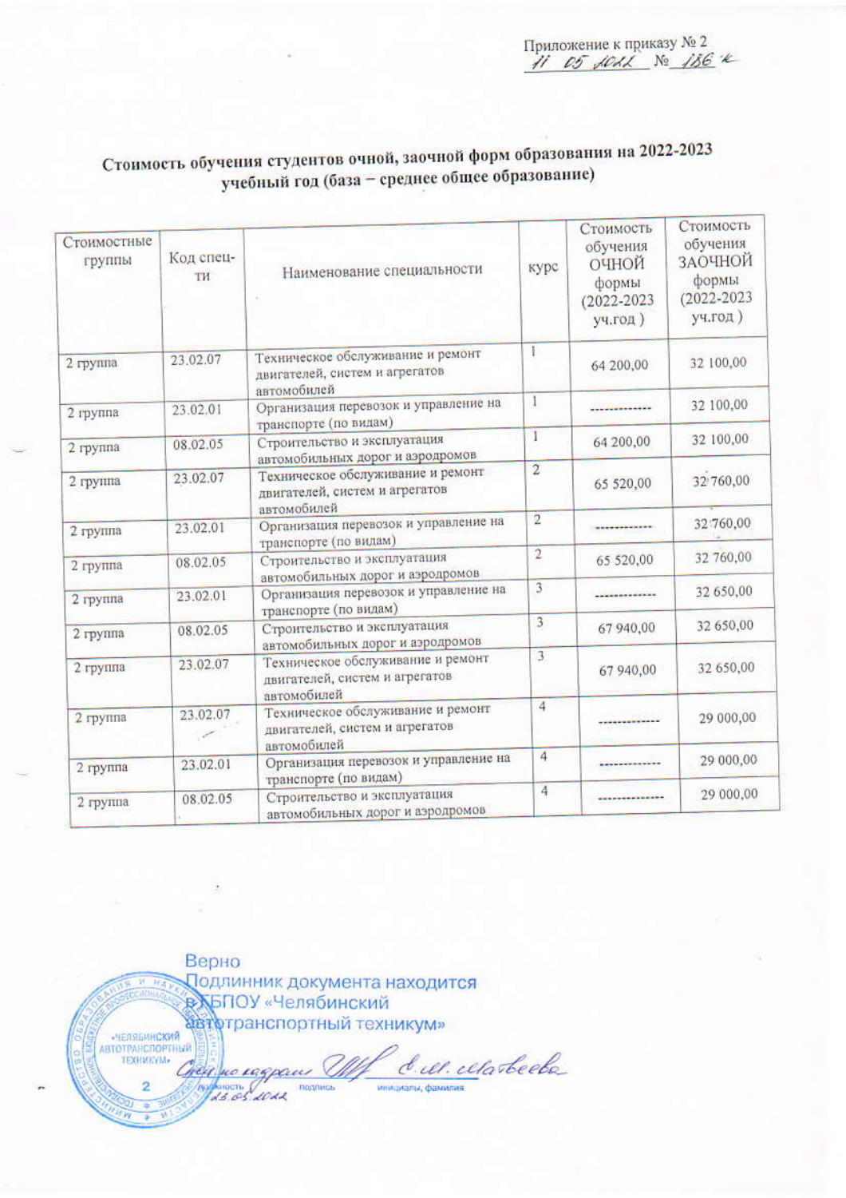Приложение к приказу № 2
11 05 2022 № 186 к

## Стоимость обучения студентов очной, заочной форм образования на 2022-2023 учебный год (база – среднее общее образование)

| Стоимостные группы | Код спец-ти | Наименование специальности | курс | Стоимость обучения ОЧНОЙ формы (2022-2023 уч.год ) | Стоимость обучения ЗАОЧНОЙ формы (2022-2023 уч.год ) |
|---|---|---|---|---|---|
| 2 группа | 23.02.07 | Техническое обслуживание и ремонт двигателей, систем и агрегатов автомобилей | 1 | 64 200,00 | 32 100,00 |
| 2 группа | 23.02.01 | Организация перевозок и управление на транспорте (по видам) | 1 | ------------ | 32 100,00 |
| 2 группа | 08.02.05 | Строительство и эксплуатация автомобильных дорог и аэродромов | 1 | 64 200,00 | 32 100,00 |
| 2 группа | 23.02.07 | Техническое обслуживание и ремонт двигателей, систем и агрегатов автомобилей | 2 | 65 520,00 | 32 760,00 |
| 2 группа | 23.02.01 | Организация перевозок и управление на транспорте (по видам) | 2 | ------------ | 32 760,00 |
| 2 группа | 08.02.05 | Строительство и эксплуатация автомобильных дорог и аэродромов | 2 | 65 520,00 | 32 760,00 |
| 2 группа | 23.02.01 | Организация перевозок и управление на транспорте (по видам) | 3 | ------------ | 32 650,00 |
| 2 группа | 08.02.05 | Строительство и эксплуатация автомобильных дорог и аэродромов | 3 | 67 940,00 | 32 650,00 |
| 2 группа | 23.02.07 | Техническое обслуживание и ремонт двигателей, систем и агрегатов автомобилей | 3 | 67 940,00 | 32 650,00 |
| 2 группа | 23.02.07 | Техническое обслуживание и ремонт двигателей, систем и агрегатов автомобилей | 4 | ------------ | 29 000,00 |
| 2 группа | 23.02.01 | Организация перевозок и управление на транспорте (по видам) | 4 | ------------ | 29 000,00 |
| 2 группа | 08.02.05 | Строительство и эксплуатация автомобильных дорог и аэродромов | 4 | ------------ | 29 000,00 |

Верно
Подлинник документа находится в ГБПОУ «Челябинский автотранспортный техникум»

Спец. по кадрам (подпись) Е.М. Матвеева
должность подпись инициалы, фамилия
25.05.2022